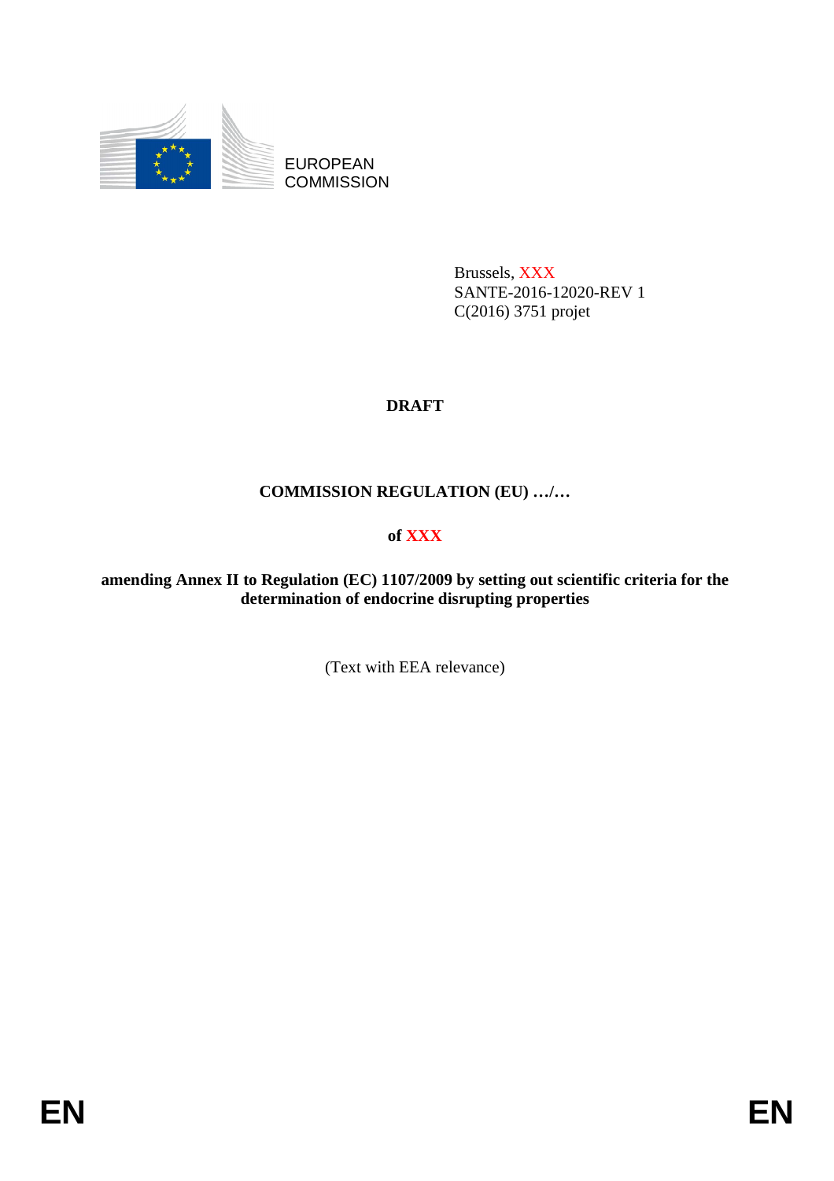EUROPEAN COMMISSION

Brussels, XXX
SANTE-2016-12020-REV 1
C(2016) 3751 projet

**DRAFT**

**COMMISSION REGULATION (EU) …/…**

**of XXX**

**amending Annex II to Regulation (EC) 1107/2009 by setting out scientific criteria for the determination of endocrine disrupting properties**

(Text with EEA relevance)

EN EN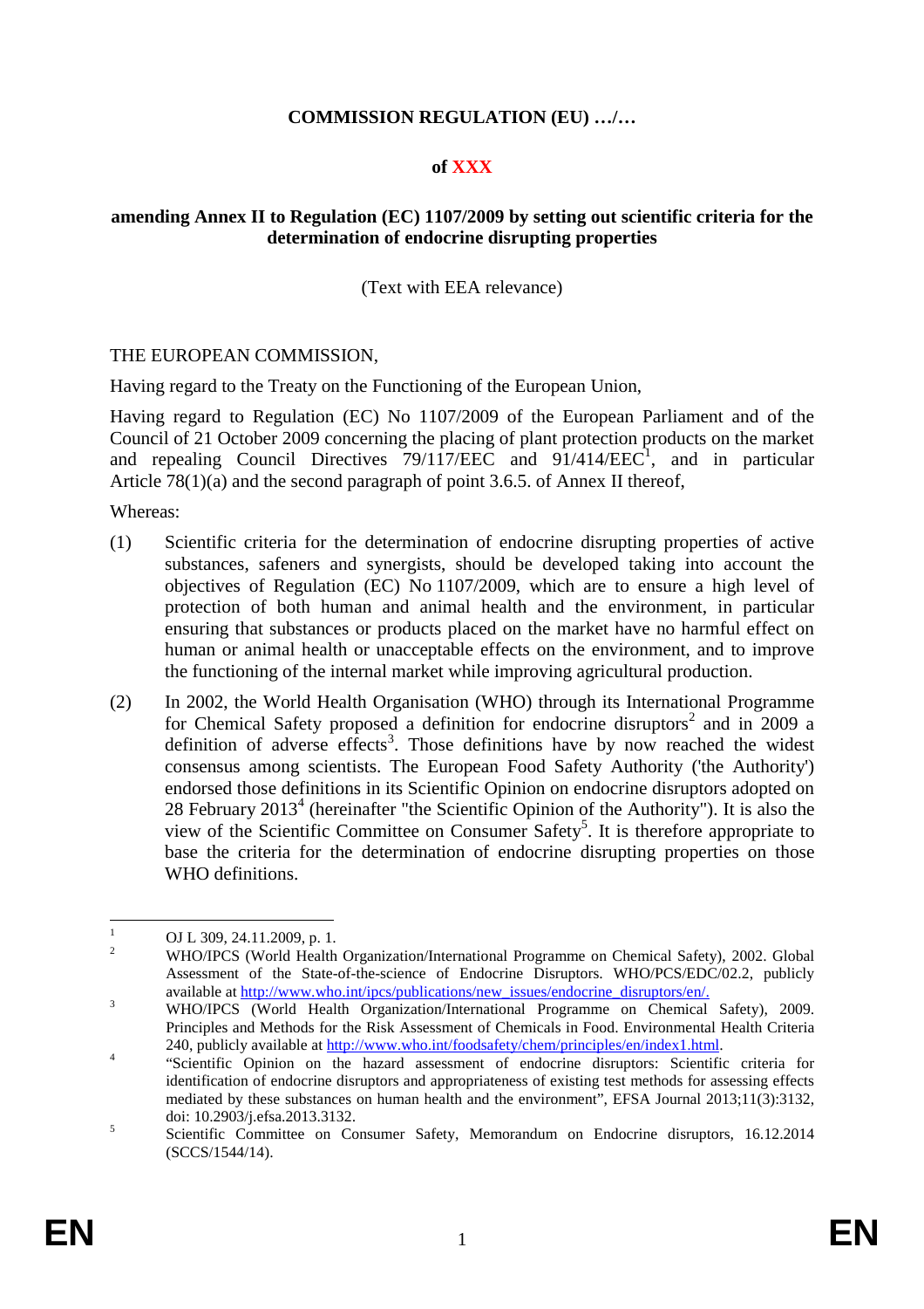**COMMISSION REGULATION (EU) …/…**

**of XXX**

**amending Annex II to Regulation (EC) 1107/2009 by setting out scientific criteria for the determination of endocrine disrupting properties**

(Text with EEA relevance)

THE EUROPEAN COMMISSION,

Having regard to the Treaty on the Functioning of the European Union,

Having regard to Regulation (EC) No 1107/2009 of the European Parliament and of the Council of 21 October 2009 concerning the placing of plant protection products on the market and repealing Council Directives 79/117/EEC and 91/414/EEC[1], and in particular Article 78(1)(a) and the second paragraph of point 3.6.5. of Annex II thereof,

Whereas:

(1) Scientific criteria for the determination of endocrine disrupting properties of active substances, safeners and synergists, should be developed taking into account the objectives of Regulation (EC) No 1107/2009, which are to ensure a high level of protection of both human and animal health and the environment, in particular ensuring that substances or products placed on the market have no harmful effect on human or animal health or unacceptable effects on the environment, and to improve the functioning of the internal market while improving agricultural production.

(2) In 2002, the World Health Organisation (WHO) through its International Programme for Chemical Safety proposed a definition for endocrine disruptors[2] and in 2009 a definition of adverse effects[3]. Those definitions have by now reached the widest consensus among scientists. The European Food Safety Authority ('the Authority') endorsed those definitions in its Scientific Opinion on endocrine disruptors adopted on 28 February 2013[4] (hereinafter "the Scientific Opinion of the Authority"). It is also the view of the Scientific Committee on Consumer Safety[5]. It is therefore appropriate to base the criteria for the determination of endocrine disrupting properties on those WHO definitions.

---

[1] OJ L 309, 24.11.2009, p. 1.

[2] WHO/IPCS (World Health Organization/International Programme on Chemical Safety), 2002. Global Assessment of the State-of-the-science of Endocrine Disruptors. WHO/PCS/EDC/02.2, publicly available at http://www.who.int/ipcs/publications/new_issues/endocrine_disruptors/en/.

[3] WHO/IPCS (World Health Organization/International Programme on Chemical Safety), 2009. Principles and Methods for the Risk Assessment of Chemicals in Food. Environmental Health Criteria 240, publicly available at http://www.who.int/foodsafety/chem/principles/en/index1.html.

[4] "Scientific Opinion on the hazard assessment of endocrine disruptors: Scientific criteria for identification of endocrine disruptors and appropriateness of existing test methods for assessing effects mediated by these substances on human health and the environment", EFSA Journal 2013;11(3):3132, doi: 10.2903/j.efsa.2013.3132.

[5] Scientific Committee on Consumer Safety, Memorandum on Endocrine disruptors, 16.12.2014 (SCCS/1544/14).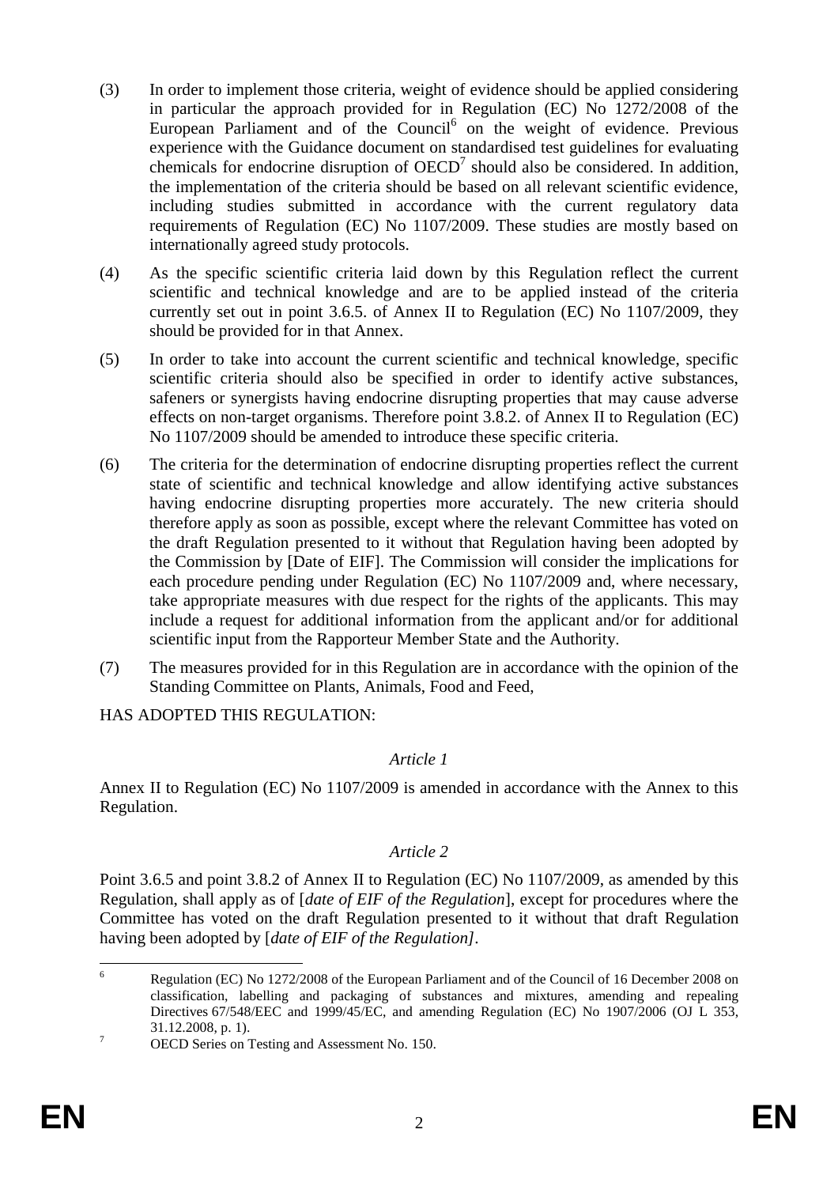(3) In order to implement those criteria, weight of evidence should be applied considering in particular the approach provided for in Regulation (EC) No 1272/2008 of the European Parliament and of the Council[6] on the weight of evidence. Previous experience with the Guidance document on standardised test guidelines for evaluating chemicals for endocrine disruption of OECD[7] should also be considered. In addition, the implementation of the criteria should be based on all relevant scientific evidence, including studies submitted in accordance with the current regulatory data requirements of Regulation (EC) No 1107/2009. These studies are mostly based on internationally agreed study protocols.

(4) As the specific scientific criteria laid down by this Regulation reflect the current scientific and technical knowledge and are to be applied instead of the criteria currently set out in point 3.6.5. of Annex II to Regulation (EC) No 1107/2009, they should be provided for in that Annex.

(5) In order to take into account the current scientific and technical knowledge, specific scientific criteria should also be specified in order to identify active substances, safeners or synergists having endocrine disrupting properties that may cause adverse effects on non-target organisms. Therefore point 3.8.2. of Annex II to Regulation (EC) No 1107/2009 should be amended to introduce these specific criteria.

(6) The criteria for the determination of endocrine disrupting properties reflect the current state of scientific and technical knowledge and allow identifying active substances having endocrine disrupting properties more accurately. The new criteria should therefore apply as soon as possible, except where the relevant Committee has voted on the draft Regulation presented to it without that Regulation having been adopted by the Commission by [Date of EIF]. The Commission will consider the implications for each procedure pending under Regulation (EC) No 1107/2009 and, where necessary, take appropriate measures with due respect for the rights of the applicants. This may include a request for additional information from the applicant and/or for additional scientific input from the Rapporteur Member State and the Authority.

(7) The measures provided for in this Regulation are in accordance with the opinion of the Standing Committee on Plants, Animals, Food and Feed,

HAS ADOPTED THIS REGULATION:

*Article 1*

Annex II to Regulation (EC) No 1107/2009 is amended in accordance with the Annex to this Regulation.

*Article 2*

Point 3.6.5 and point 3.8.2 of Annex II to Regulation (EC) No 1107/2009, as amended by this Regulation, shall apply as of [*date of EIF of the Regulation*], except for procedures where the Committee has voted on the draft Regulation presented to it without that draft Regulation having been adopted by [*date of EIF of the Regulation]*.

---

[6] Regulation (EC) No 1272/2008 of the European Parliament and of the Council of 16 December 2008 on classification, labelling and packaging of substances and mixtures, amending and repealing Directives 67/548/EEC and 1999/45/EC, and amending Regulation (EC) No 1907/2006 (OJ L 353, 31.12.2008, p. 1).

[7] OECD Series on Testing and Assessment No. 150.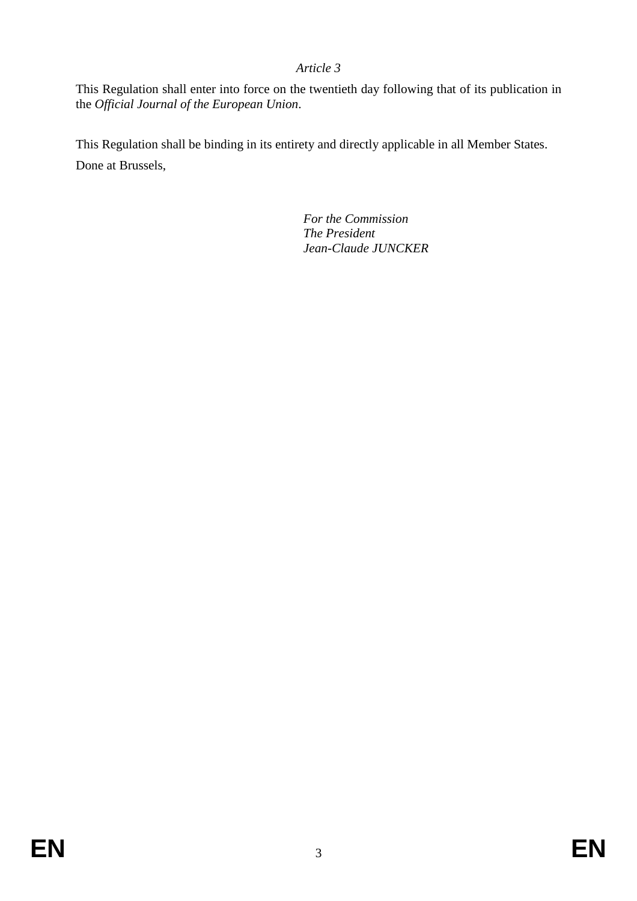*Article 3*

This Regulation shall enter into force on the twentieth day following that of its publication in the *Official Journal of the European Union*.

This Regulation shall be binding in its entirety and directly applicable in all Member States.

Done at Brussels,

*For the Commission*
*The President*
*Jean-Claude JUNCKER*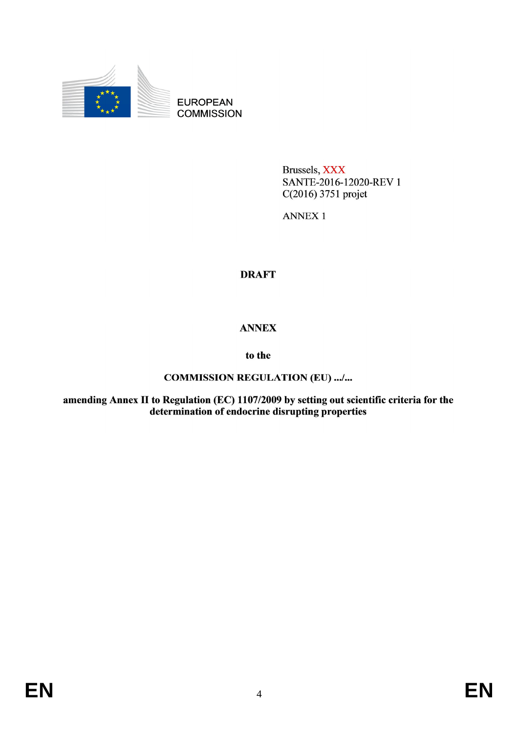EUROPEAN
COMMISSION

Brussels, XXX
SANTE-2016-12020-REV 1
C(2016) 3751 projet

ANNEX 1

**DRAFT**

**ANNEX**

**to the**

**COMMISSION REGULATION (EU) .../...**

**amending Annex II to Regulation (EC) 1107/2009 by setting out scientific criteria for the determination of endocrine disrupting properties**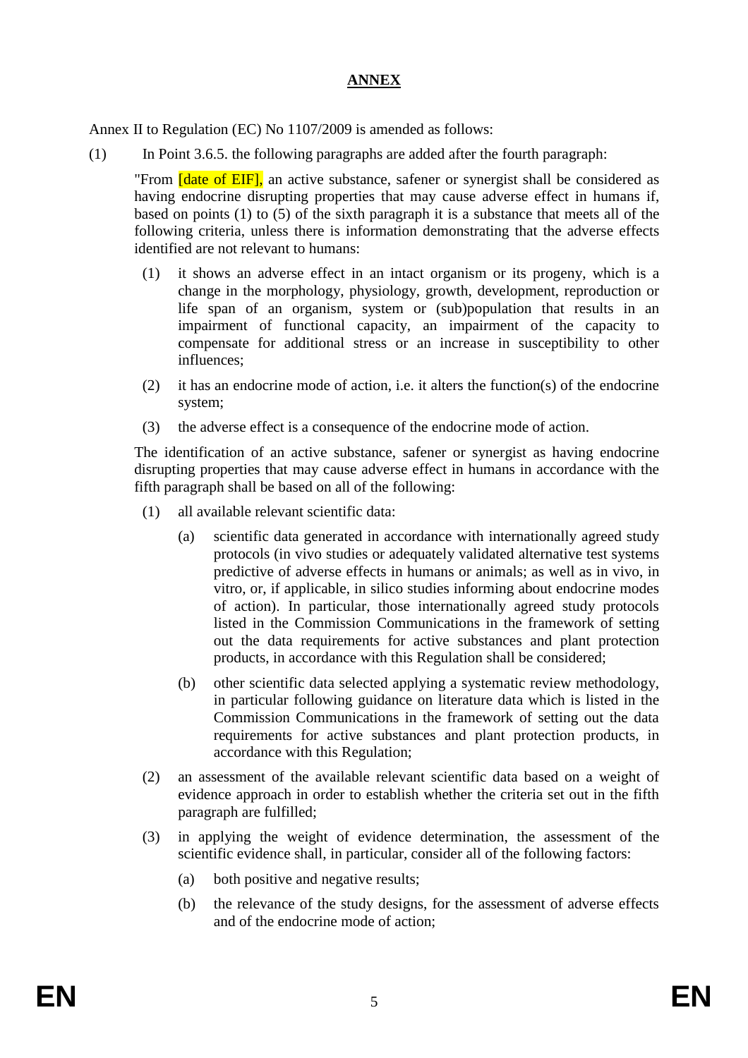# ANNEX

Annex II to Regulation (EC) No 1107/2009 is amended as follows:

(1) In Point 3.6.5. the following paragraphs are added after the fourth paragraph:

"From [date of EIF], an active substance, safener or synergist shall be considered as having endocrine disrupting properties that may cause adverse effect in humans if, based on points (1) to (5) of the sixth paragraph it is a substance that meets all of the following criteria, unless there is information demonstrating that the adverse effects identified are not relevant to humans:

(1) it shows an adverse effect in an intact organism or its progeny, which is a change in the morphology, physiology, growth, development, reproduction or life span of an organism, system or (sub)population that results in an impairment of functional capacity, an impairment of the capacity to compensate for additional stress or an increase in susceptibility to other influences;

(2) it has an endocrine mode of action, i.e. it alters the function(s) of the endocrine system;

(3) the adverse effect is a consequence of the endocrine mode of action.

The identification of an active substance, safener or synergist as having endocrine disrupting properties that may cause adverse effect in humans in accordance with the fifth paragraph shall be based on all of the following:

(1) all available relevant scientific data:

   (a) scientific data generated in accordance with internationally agreed study protocols (in vivo studies or adequately validated alternative test systems predictive of adverse effects in humans or animals; as well as in vivo, in vitro, or, if applicable, in silico studies informing about endocrine modes of action). In particular, those internationally agreed study protocols listed in the Commission Communications in the framework of setting out the data requirements for active substances and plant protection products, in accordance with this Regulation shall be considered;

   (b) other scientific data selected applying a systematic review methodology, in particular following guidance on literature data which is listed in the Commission Communications in the framework of setting out the data requirements for active substances and plant protection products, in accordance with this Regulation;

(2) an assessment of the available relevant scientific data based on a weight of evidence approach in order to establish whether the criteria set out in the fifth paragraph are fulfilled;

(3) in applying the weight of evidence determination, the assessment of the scientific evidence shall, in particular, consider all of the following factors:

   (a) both positive and negative results;

   (b) the relevance of the study designs, for the assessment of adverse effects and of the endocrine mode of action;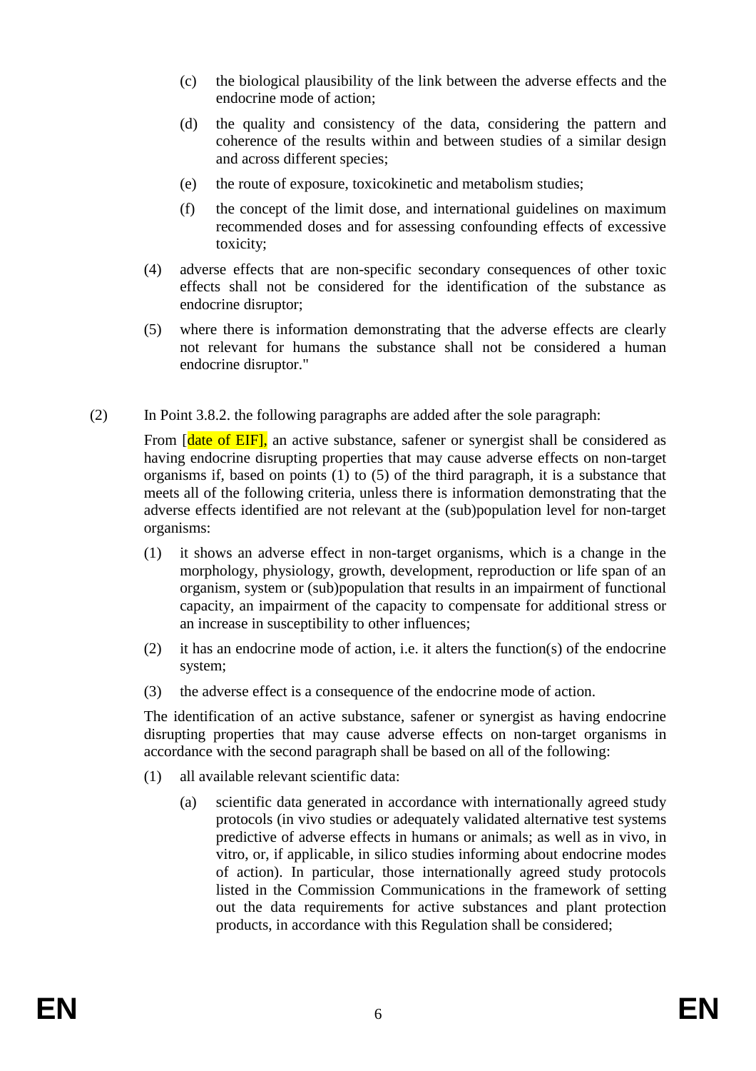(c) the biological plausibility of the link between the adverse effects and the endocrine mode of action;

(d) the quality and consistency of the data, considering the pattern and coherence of the results within and between studies of a similar design and across different species;

(e) the route of exposure, toxicokinetic and metabolism studies;

(f) the concept of the limit dose, and international guidelines on maximum recommended doses and for assessing confounding effects of excessive toxicity;

(4) adverse effects that are non-specific secondary consequences of other toxic effects shall not be considered for the identification of the substance as endocrine disruptor;

(5) where there is information demonstrating that the adverse effects are clearly not relevant for humans the substance shall not be considered a human endocrine disruptor."

(2) In Point 3.8.2. the following paragraphs are added after the sole paragraph:

From [date of EIF], an active substance, safener or synergist shall be considered as having endocrine disrupting properties that may cause adverse effects on non-target organisms if, based on points (1) to (5) of the third paragraph, it is a substance that meets all of the following criteria, unless there is information demonstrating that the adverse effects identified are not relevant at the (sub)population level for non-target organisms:

(1) it shows an adverse effect in non-target organisms, which is a change in the morphology, physiology, growth, development, reproduction or life span of an organism, system or (sub)population that results in an impairment of functional capacity, an impairment of the capacity to compensate for additional stress or an increase in susceptibility to other influences;

(2) it has an endocrine mode of action, i.e. it alters the function(s) of the endocrine system;

(3) the adverse effect is a consequence of the endocrine mode of action.

The identification of an active substance, safener or synergist as having endocrine disrupting properties that may cause adverse effects on non-target organisms in accordance with the second paragraph shall be based on all of the following:

(1) all available relevant scientific data:

(a) scientific data generated in accordance with internationally agreed study protocols (in vivo studies or adequately validated alternative test systems predictive of adverse effects in humans or animals; as well as in vivo, in vitro, or, if applicable, in silico studies informing about endocrine modes of action). In particular, those internationally agreed study protocols listed in the Commission Communications in the framework of setting out the data requirements for active substances and plant protection products, in accordance with this Regulation shall be considered;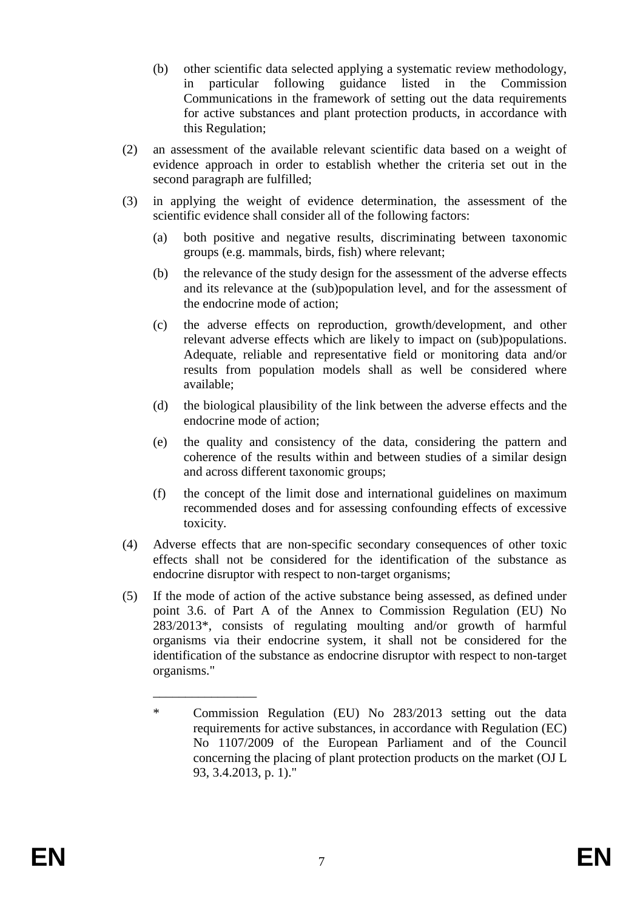(b) other scientific data selected applying a systematic review methodology, in particular following guidance listed in the Commission Communications in the framework of setting out the data requirements for active substances and plant protection products, in accordance with this Regulation;

(2) an assessment of the available relevant scientific data based on a weight of evidence approach in order to establish whether the criteria set out in the second paragraph are fulfilled;

(3) in applying the weight of evidence determination, the assessment of the scientific evidence shall consider all of the following factors:

(a) both positive and negative results, discriminating between taxonomic groups (e.g. mammals, birds, fish) where relevant;

(b) the relevance of the study design for the assessment of the adverse effects and its relevance at the (sub)population level, and for the assessment of the endocrine mode of action;

(c) the adverse effects on reproduction, growth/development, and other relevant adverse effects which are likely to impact on (sub)populations. Adequate, reliable and representative field or monitoring data and/or results from population models shall as well be considered where available;

(d) the biological plausibility of the link between the adverse effects and the endocrine mode of action;

(e) the quality and consistency of the data, considering the pattern and coherence of the results within and between studies of a similar design and across different taxonomic groups;

(f) the concept of the limit dose and international guidelines on maximum recommended doses and for assessing confounding effects of excessive toxicity.

(4) Adverse effects that are non-specific secondary consequences of other toxic effects shall not be considered for the identification of the substance as endocrine disruptor with respect to non-target organisms;

(5) If the mode of action of the active substance being assessed, as defined under point 3.6. of Part A of the Annex to Commission Regulation (EU) No 283/2013*, consists of regulating moulting and/or growth of harmful organisms via their endocrine system, it shall not be considered for the identification of the substance as endocrine disruptor with respect to non-target organisms."

________________

\* Commission Regulation (EU) No 283/2013 setting out the data requirements for active substances, in accordance with Regulation (EC) No 1107/2009 of the European Parliament and of the Council concerning the placing of plant protection products on the market (OJ L 93, 3.4.2013, p. 1)."